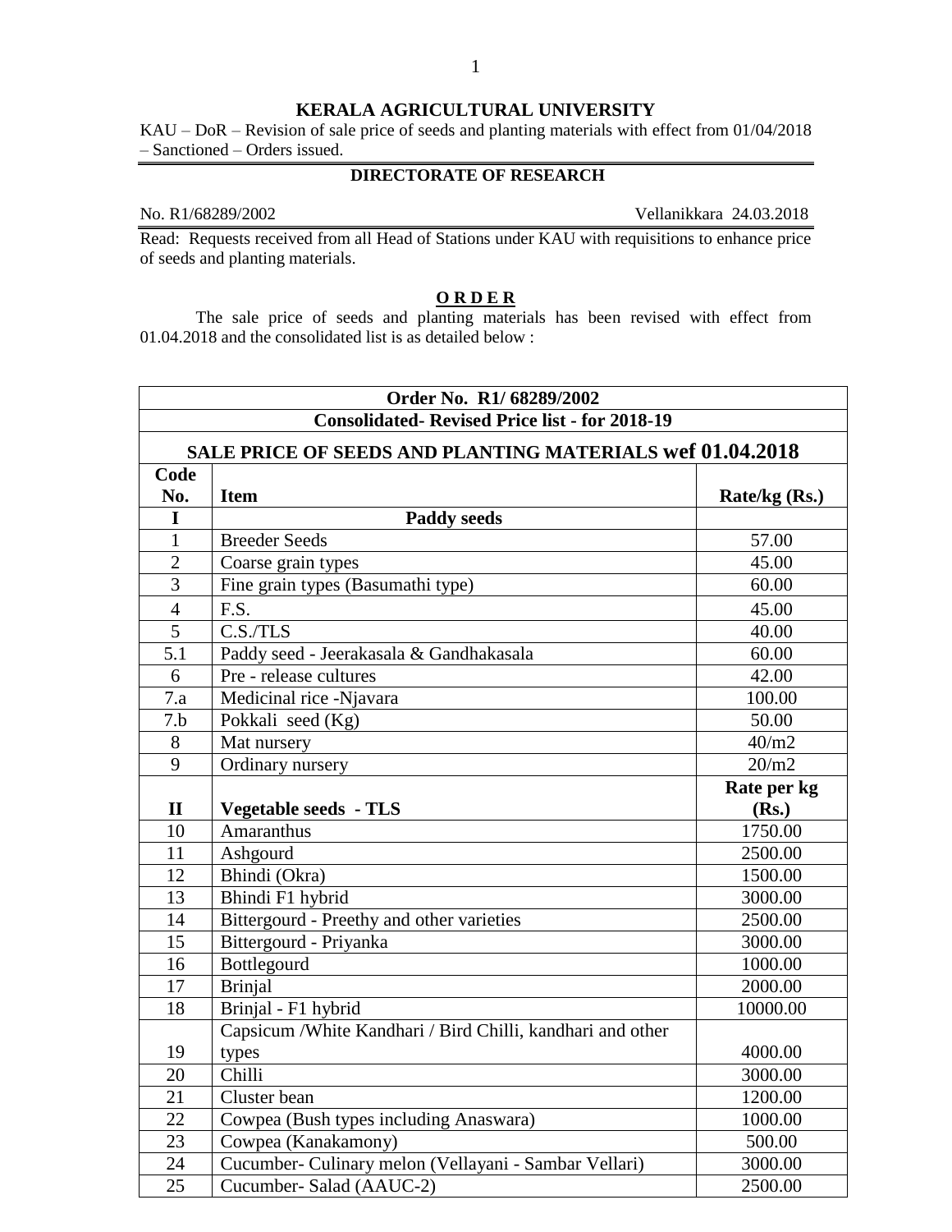**KERALA AGRICULTURAL UNIVERSITY**

KAU – DoR – Revision of sale price of seeds and planting materials with effect from 01/04/2018 – Sanctioned – Orders issued.

**DIRECTORATE OF RESEARCH**

No. R1/68289/2002 Vellanikkara 24.03.2018

Read: Requests received from all Head of Stations under KAU with requisitions to enhance price of seeds and planting materials.

**O R D E R**

The sale price of seeds and planting materials has been revised with effect from 01.04.2018 and the consolidated list is as detailed below :

| **Order No. R1/ 68289/2002** | | |
|---|---|---|
| **Consolidated- Revised Price list - for 2018-19** | | |
| **SALE PRICE OF SEEDS AND PLANTING MATERIALS wef 01.04.2018** | | |
| **Code No.** | **Item** | **Rate/kg (Rs.)** |
| **I** | **Paddy seeds** | |
| 1 | Breeder Seeds | 57.00 |
| 2 | Coarse grain types | 45.00 |
| 3 | Fine grain types (Basumathi type) | 60.00 |
| 4 | F.S. | 45.00 |
| 5 | C.S./TLS | 40.00 |
| 5.1 | Paddy seed - Jeerakasala & Gandhakasala | 60.00 |
| 6 | Pre - release cultures | 42.00 |
| 7.a | Medicinal rice -Njavara | 100.00 |
| 7.b | Pokkali seed (Kg) | 50.00 |
| 8 | Mat nursery | 40/m2 |
| 9 | Ordinary nursery | 20/m2 |
| **II** | **Vegetable seeds - TLS** | **Rate per kg (Rs.)** |
| 10 | Amaranthus | 1750.00 |
| 11 | Ashgourd | 2500.00 |
| 12 | Bhindi (Okra) | 1500.00 |
| 13 | Bhindi F1 hybrid | 3000.00 |
| 14 | Bittergourd - Preethy and other varieties | 2500.00 |
| 15 | Bittergourd - Priyanka | 3000.00 |
| 16 | Bottlegourd | 1000.00 |
| 17 | Brinjal | 2000.00 |
| 18 | Brinjal - F1 hybrid | 10000.00 |
| 19 | Capsicum /White Kandhari / Bird Chilli, kandhari and other types | 4000.00 |
| 20 | Chilli | 3000.00 |
| 21 | Cluster bean | 1200.00 |
| 22 | Cowpea (Bush types including Anaswara) | 1000.00 |
| 23 | Cowpea (Kanakamony) | 500.00 |
| 24 | Cucumber- Culinary melon (Vellayani - Sambar Vellari) | 3000.00 |
| 25 | Cucumber- Salad (AAUC-2) | 2500.00 |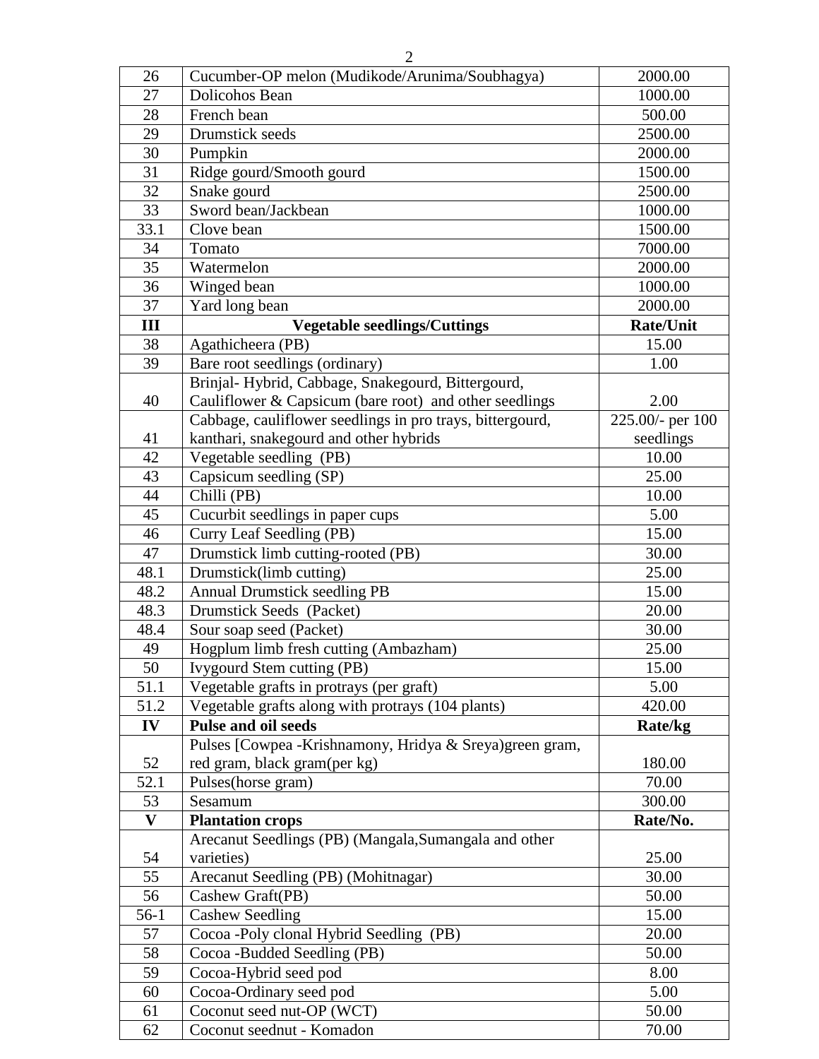| 26 | Cucumber-OP melon (Mudikode/Arunima/Soubhagya) | 2000.00 |
|---|---|---|
| 27 | Dolicohos Bean | 1000.00 |
| 28 | French bean | 500.00 |
| 29 | Drumstick seeds | 2500.00 |
| 30 | Pumpkin | 2000.00 |
| 31 | Ridge gourd/Smooth gourd | 1500.00 |
| 32 | Snake gourd | 2500.00 |
| 33 | Sword bean/Jackbean | 1000.00 |
| 33.1 | Clove bean | 1500.00 |
| 34 | Tomato | 7000.00 |
| 35 | Watermelon | 2000.00 |
| 36 | Winged bean | 1000.00 |
| 37 | Yard long bean | 2000.00 |
| **III** | **Vegetable seedlings/Cuttings** | **Rate/Unit** |
| 38 | Agathicheera (PB) | 15.00 |
| 39 | Bare root seedlings (ordinary) | 1.00 |
| 40 | Brinjal- Hybrid, Cabbage, Snakegourd, Bittergourd, Cauliflower & Capsicum (bare root) and other seedlings | 2.00 |
| 41 | Cabbage, cauliflower seedlings in pro trays, bittergourd, kanthari, snakegourd and other hybrids | 225.00/- per 100 seedlings |
| 42 | Vegetable seedling (PB) | 10.00 |
| 43 | Capsicum seedling (SP) | 25.00 |
| 44 | Chilli (PB) | 10.00 |
| 45 | Cucurbit seedlings in paper cups | 5.00 |
| 46 | Curry Leaf Seedling (PB) | 15.00 |
| 47 | Drumstick limb cutting-rooted (PB) | 30.00 |
| 48.1 | Drumstick(limb cutting) | 25.00 |
| 48.2 | Annual Drumstick seedling PB | 15.00 |
| 48.3 | Drumstick Seeds (Packet) | 20.00 |
| 48.4 | Sour soap seed (Packet) | 30.00 |
| 49 | Hogplum limb fresh cutting (Ambazham) | 25.00 |
| 50 | Ivygourd Stem cutting (PB) | 15.00 |
| 51.1 | Vegetable grafts in protrays (per graft) | 5.00 |
| 51.2 | Vegetable grafts along with protrays (104 plants) | 420.00 |
| **IV** | **Pulse and oil seeds** | **Rate/kg** |
| 52 | Pulses [Cowpea -Krishnamony, Hridya & Sreya)green gram, red gram, black gram(per kg) | 180.00 |
| 52.1 | Pulses(horse gram) | 70.00 |
| 53 | Sesamum | 300.00 |
| **V** | **Plantation crops** | **Rate/No.** |
| 54 | Arecanut Seedlings (PB) (Mangala,Sumangala and other varieties) | 25.00 |
| 55 | Arecanut Seedling (PB) (Mohitnagar) | 30.00 |
| 56 | Cashew Graft(PB) | 50.00 |
| 56-1 | Cashew Seedling | 15.00 |
| 57 | Cocoa -Poly clonal Hybrid Seedling (PB) | 20.00 |
| 58 | Cocoa -Budded Seedling (PB) | 50.00 |
| 59 | Cocoa-Hybrid seed pod | 8.00 |
| 60 | Cocoa-Ordinary seed pod | 5.00 |
| 61 | Coconut seed nut-OP (WCT) | 50.00 |
| 62 | Coconut seednut - Komadon | 70.00 |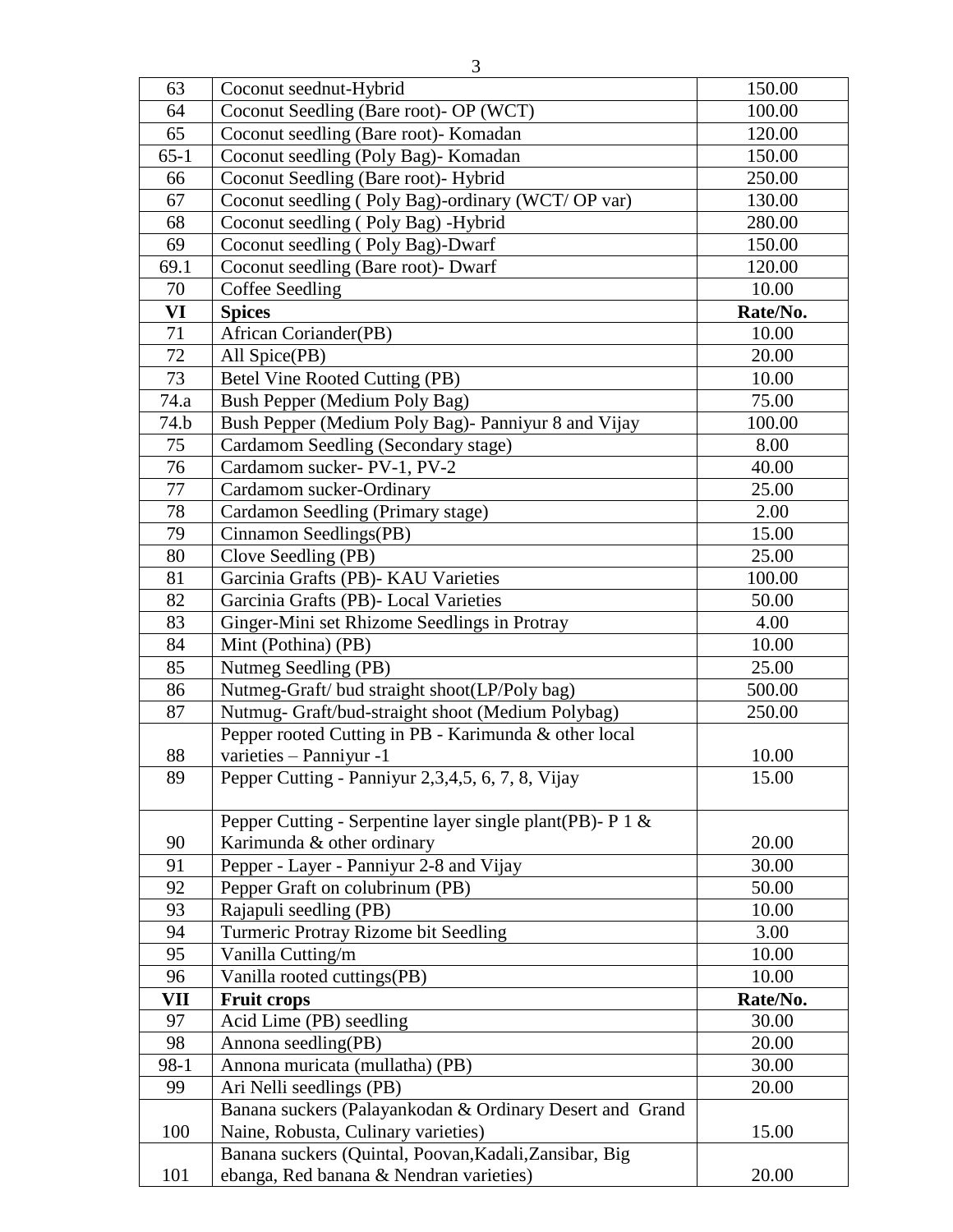| 63 | Coconut seednut-Hybrid | 150.00 |
|---|---|---|
| 64 | Coconut Seedling (Bare root)- OP (WCT) | 100.00 |
| 65 | Coconut seedling (Bare root)- Komadan | 120.00 |
| 65-1 | Coconut seedling (Poly Bag)- Komadan | 150.00 |
| 66 | Coconut Seedling (Bare root)- Hybrid | 250.00 |
| 67 | Coconut seedling ( Poly Bag)-ordinary (WCT/ OP var) | 130.00 |
| 68 | Coconut seedling ( Poly Bag) -Hybrid | 280.00 |
| 69 | Coconut seedling ( Poly Bag)-Dwarf | 150.00 |
| 69.1 | Coconut seedling (Bare root)- Dwarf | 120.00 |
| 70 | Coffee Seedling | 10.00 |
| **VI** | **Spices** | **Rate/No.** |
| 71 | African Coriander(PB) | 10.00 |
| 72 | All Spice(PB) | 20.00 |
| 73 | Betel Vine Rooted Cutting (PB) | 10.00 |
| 74.a | Bush Pepper (Medium Poly Bag) | 75.00 |
| 74.b | Bush Pepper (Medium Poly Bag)- Panniyur 8 and Vijay | 100.00 |
| 75 | Cardamom Seedling (Secondary stage) | 8.00 |
| 76 | Cardamom sucker- PV-1, PV-2 | 40.00 |
| 77 | Cardamom sucker-Ordinary | 25.00 |
| 78 | Cardamon Seedling (Primary stage) | 2.00 |
| 79 | Cinnamon Seedlings(PB) | 15.00 |
| 80 | Clove Seedling (PB) | 25.00 |
| 81 | Garcinia Grafts (PB)- KAU Varieties | 100.00 |
| 82 | Garcinia Grafts (PB)- Local Varieties | 50.00 |
| 83 | Ginger-Mini set Rhizome Seedlings in Protray | 4.00 |
| 84 | Mint (Pothina) (PB) | 10.00 |
| 85 | Nutmeg Seedling (PB) | 25.00 |
| 86 | Nutmeg-Graft/ bud straight shoot(LP/Poly bag) | 500.00 |
| 87 | Nutmug- Graft/bud-straight shoot (Medium Polybag) | 250.00 |
| 88 | Pepper rooted Cutting in PB - Karimunda & other local varieties – Panniyur -1 | 10.00 |
| 89 | Pepper Cutting - Panniyur 2,3,4,5, 6, 7, 8, Vijay | 15.00 |
| 90 | Pepper Cutting - Serpentine layer single plant(PB)- P 1 & Karimunda & other ordinary | 20.00 |
| 91 | Pepper - Layer - Panniyur 2-8 and Vijay | 30.00 |
| 92 | Pepper Graft on colubrinum (PB) | 50.00 |
| 93 | Rajapuli seedling (PB) | 10.00 |
| 94 | Turmeric Protray Rizome bit Seedling | 3.00 |
| 95 | Vanilla Cutting/m | 10.00 |
| 96 | Vanilla rooted cuttings(PB) | 10.00 |
| **VII** | **Fruit crops** | **Rate/No.** |
| 97 | Acid Lime (PB) seedling | 30.00 |
| 98 | Annona seedling(PB) | 20.00 |
| 98-1 | Annona muricata (mullatha) (PB) | 30.00 |
| 99 | Ari Nelli seedlings (PB) | 20.00 |
| 100 | Banana suckers (Palayankodan & Ordinary Desert and Grand Naine, Robusta, Culinary varieties) | 15.00 |
| 101 | Banana suckers (Quintal, Poovan,Kadali,Zansibar, Big ebanga, Red banana & Nendran varieties) | 20.00 |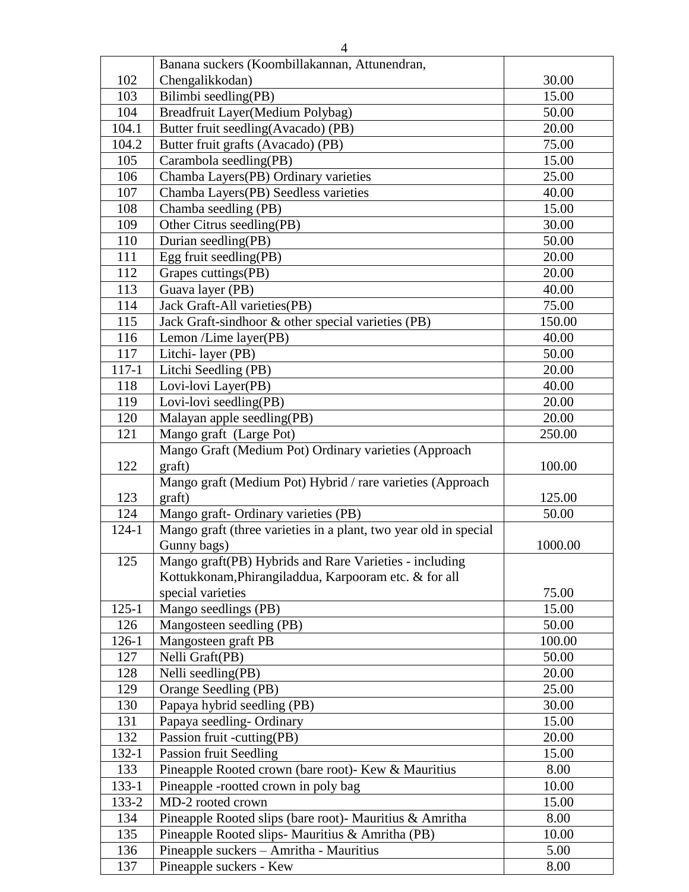| 102 | Banana suckers (Koombillakannan, Attunendran, Chengalikkodan) | 30.00 |
|---|---|---|
| 103 | Bilimbi seedling(PB) | 15.00 |
| 104 | Breadfruit Layer(Medium Polybag) | 50.00 |
| 104.1 | Butter fruit seedling(Avacado) (PB) | 20.00 |
| 104.2 | Butter fruit grafts (Avacado) (PB) | 75.00 |
| 105 | Carambola seedling(PB) | 15.00 |
| 106 | Chamba Layers(PB) Ordinary varieties | 25.00 |
| 107 | Chamba Layers(PB) Seedless varieties | 40.00 |
| 108 | Chamba seedling (PB) | 15.00 |
| 109 | Other Citrus seedling(PB) | 30.00 |
| 110 | Durian seedling(PB) | 50.00 |
| 111 | Egg fruit seedling(PB) | 20.00 |
| 112 | Grapes cuttings(PB) | 20.00 |
| 113 | Guava layer (PB) | 40.00 |
| 114 | Jack Graft-All varieties(PB) | 75.00 |
| 115 | Jack Graft-sindhoor & other special varieties (PB) | 150.00 |
| 116 | Lemon /Lime layer(PB) | 40.00 |
| 117 | Litchi- layer (PB) | 50.00 |
| 117-1 | Litchi Seedling (PB) | 20.00 |
| 118 | Lovi-lovi Layer(PB) | 40.00 |
| 119 | Lovi-lovi seedling(PB) | 20.00 |
| 120 | Malayan apple seedling(PB) | 20.00 |
| 121 | Mango graft (Large Pot) | 250.00 |
| 122 | Mango Graft (Medium Pot) Ordinary varieties (Approach graft) | 100.00 |
| 123 | Mango graft (Medium Pot) Hybrid / rare varieties (Approach graft) | 125.00 |
| 124 | Mango graft- Ordinary varieties (PB) | 50.00 |
| 124-1 | Mango graft (three varieties in a plant, two year old in special Gunny bags) | 1000.00 |
| 125 | Mango graft(PB) Hybrids and Rare Varieties - including Kottukkonam,Phirangiladdua, Karpooram etc. & for all special varieties | 75.00 |
| 125-1 | Mango seedlings (PB) | 15.00 |
| 126 | Mangosteen seedling (PB) | 50.00 |
| 126-1 | Mangosteen graft PB | 100.00 |
| 127 | Nelli Graft(PB) | 50.00 |
| 128 | Nelli seedling(PB) | 20.00 |
| 129 | Orange Seedling (PB) | 25.00 |
| 130 | Papaya hybrid seedling (PB) | 30.00 |
| 131 | Papaya seedling- Ordinary | 15.00 |
| 132 | Passion fruit -cutting(PB) | 20.00 |
| 132-1 | Passion fruit Seedling | 15.00 |
| 133 | Pineapple Rooted crown (bare root)- Kew & Mauritius | 8.00 |
| 133-1 | Pineapple -rootted crown in poly bag | 10.00 |
| 133-2 | MD-2 rooted crown | 15.00 |
| 134 | Pineapple Rooted slips (bare root)- Mauritius & Amritha | 8.00 |
| 135 | Pineapple Rooted slips- Mauritius & Amritha (PB) | 10.00 |
| 136 | Pineapple suckers – Amritha - Mauritius | 5.00 |
| 137 | Pineapple suckers - Kew | 8.00 |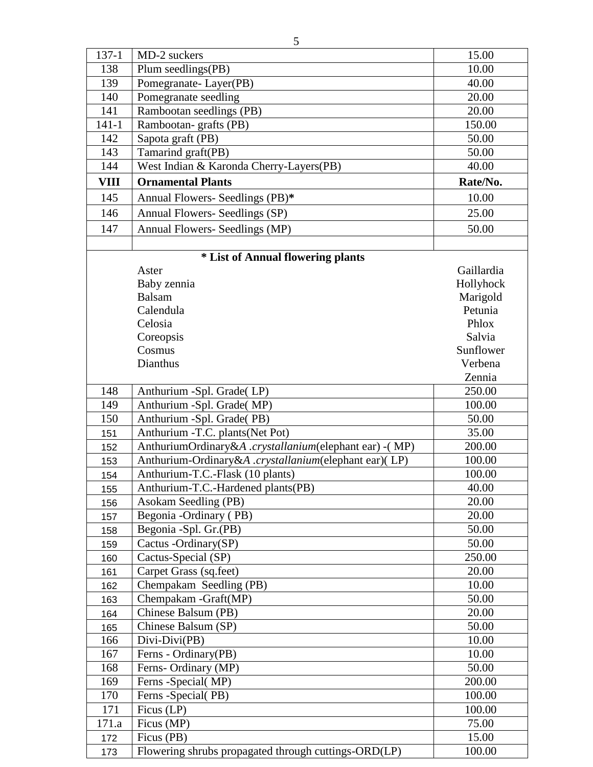| 137-1 | MD-2 suckers | 15.00 |
|---|---|---|
| 138 | Plum seedlings(PB) | 10.00 |
| 139 | Pomegranate- Layer(PB) | 40.00 |
| 140 | Pomegranate seedling | 20.00 |
| 141 | Rambootan seedlings (PB) | 20.00 |
| 141-1 | Rambootan- grafts (PB) | 150.00 |
| 142 | Sapota graft (PB) | 50.00 |
| 143 | Tamarind graft(PB) | 50.00 |
| 144 | West Indian & Karonda Cherry-Layers(PB) | 40.00 |
| **VIII** | **Ornamental Plants** | **Rate/No.** |
| 145 | Annual Flowers- Seedlings (PB)**\*** | 10.00 |
| 146 | Annual Flowers- Seedlings (SP) | 25.00 |
| 147 | Annual Flowers- Seedlings (MP) | 50.00 |
| | | |

**\* List of Annual flowering plants**

| | |
|---|---|
| Aster | Gaillardia |
| Baby zennia | Hollyhock |
| Balsam | Marigold |
| Calendula | Petunia |
| Celosia | Phlox |
| Coreopsis | Salvia |
| Cosmus | Sunflower |
| Dianthus | Verbena |
| | Zennia |

| 148 | Anthurium -Spl. Grade( LP) | 250.00 |
|---|---|---|
| 149 | Anthurium -Spl. Grade( MP) | 100.00 |
| 150 | Anthurium -Spl. Grade( PB) | 50.00 |
| 151 | Anthurium -T.C. plants(Net Pot) | 35.00 |
| 152 | AnthuriumOrdinary&*A .crystallanium*(elephant ear) -( MP) | 200.00 |
| 153 | Anthurium-Ordinary&*A .crystallanium*(elephant ear)( LP) | 100.00 |
| 154 | Anthurium-T.C.-Flask (10 plants) | 100.00 |
| 155 | Anthurium-T.C.-Hardened plants(PB) | 40.00 |
| 156 | Asokam Seedling (PB) | 20.00 |
| 157 | Begonia -Ordinary ( PB) | 20.00 |
| 158 | Begonia -Spl. Gr.(PB) | 50.00 |
| 159 | Cactus -Ordinary(SP) | 50.00 |
| 160 | Cactus-Special (SP) | 250.00 |
| 161 | Carpet Grass (sq.feet) | 20.00 |
| 162 | Chempakam Seedling (PB) | 10.00 |
| 163 | Chempakam -Graft(MP) | 50.00 |
| 164 | Chinese Balsum (PB) | 20.00 |
| 165 | Chinese Balsum (SP) | 50.00 |
| 166 | Divi-Divi(PB) | 10.00 |
| 167 | Ferns - Ordinary(PB) | 10.00 |
| 168 | Ferns- Ordinary (MP) | 50.00 |
| 169 | Ferns -Special( MP) | 200.00 |
| 170 | Ferns -Special( PB) | 100.00 |
| 171 | Ficus (LP) | 100.00 |
| 171.a | Ficus (MP) | 75.00 |
| 172 | Ficus (PB) | 15.00 |
| 173 | Flowering shrubs propagated through cuttings-ORD(LP) | 100.00 |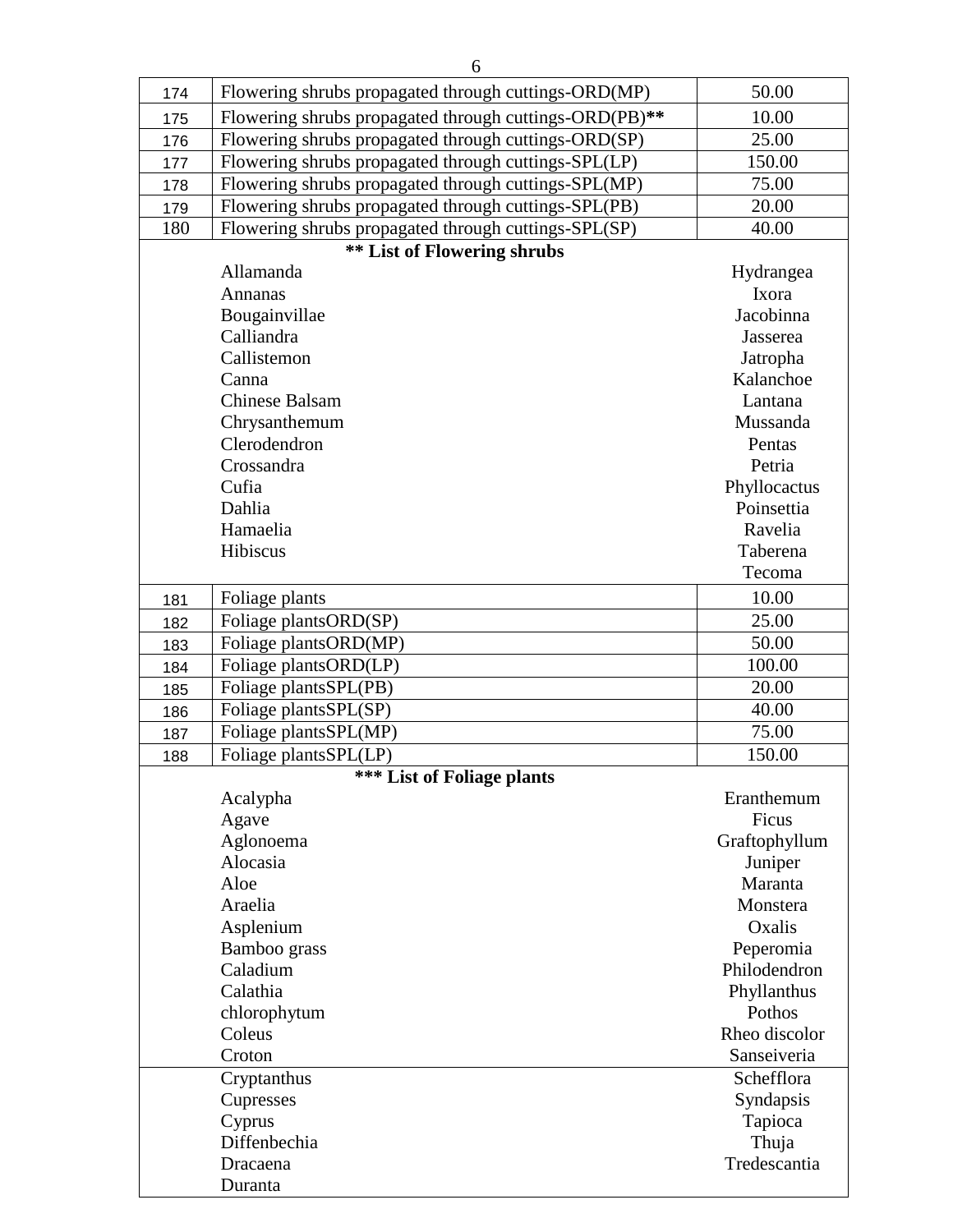| | | |
|---|---|---|
| 174 | Flowering shrubs propagated through cuttings-ORD(MP) | 50.00 |
| 175 | Flowering shrubs propagated through cuttings-ORD(PB)** | 10.00 |
| 176 | Flowering shrubs propagated through cuttings-ORD(SP) | 25.00 |
| 177 | Flowering shrubs propagated through cuttings-SPL(LP) | 150.00 |
| 178 | Flowering shrubs propagated through cuttings-SPL(MP) | 75.00 |
| 179 | Flowering shrubs propagated through cuttings-SPL(PB) | 20.00 |
| 180 | Flowering shrubs propagated through cuttings-SPL(SP) | 40.00 |

**** List of Flowering shrubs**

| | |
|---|---|
| Allamanda | Hydrangea |
| Annanas | Ixora |
| Bougainvillae | Jacobinna |
| Calliandra | Jasserea |
| Callistemon | Jatropha |
| Canna | Kalanchoe |
| Chinese Balsam | Lantana |
| Chrysanthemum | Mussanda |
| Clerodendron | Pentas |
| Crossandra | Petria |
| Cufia | Phyllocactus |
| Dahlia | Poinsettia |
| Hamaelia | Ravelia |
| Hibiscus | Taberena |
| | Tecoma |

| | | |
|---|---|---|
| 181 | Foliage plants | 10.00 |
| 182 | Foliage plantsORD(SP) | 25.00 |
| 183 | Foliage plantsORD(MP) | 50.00 |
| 184 | Foliage plantsORD(LP) | 100.00 |
| 185 | Foliage plantsSPL(PB) | 20.00 |
| 186 | Foliage plantsSPL(SP) | 40.00 |
| 187 | Foliage plantsSPL(MP) | 75.00 |
| 188 | Foliage plantsSPL(LP) | 150.00 |

***** List of Foliage plants**

| | |
|---|---|
| Acalypha | Eranthemum |
| Agave | Ficus |
| Aglonoema | Graftophyllum |
| Alocasia | Juniper |
| Aloe | Maranta |
| Araelia | Monstera |
| Asplenium | Oxalis |
| Bamboo grass | Peperomia |
| Caladium | Philodendron |
| Calathia | Phyllanthus |
| chlorophytum | Pothos |
| Coleus | Rheo discolor |
| Croton | Sanseiveria |
| Cryptanthus | Schefflora |
| Cupresses | Syndapsis |
| Cyprus | Tapioca |
| Diffenbechia | Thuja |
| Dracaena | Tredescantia |
| Duranta | |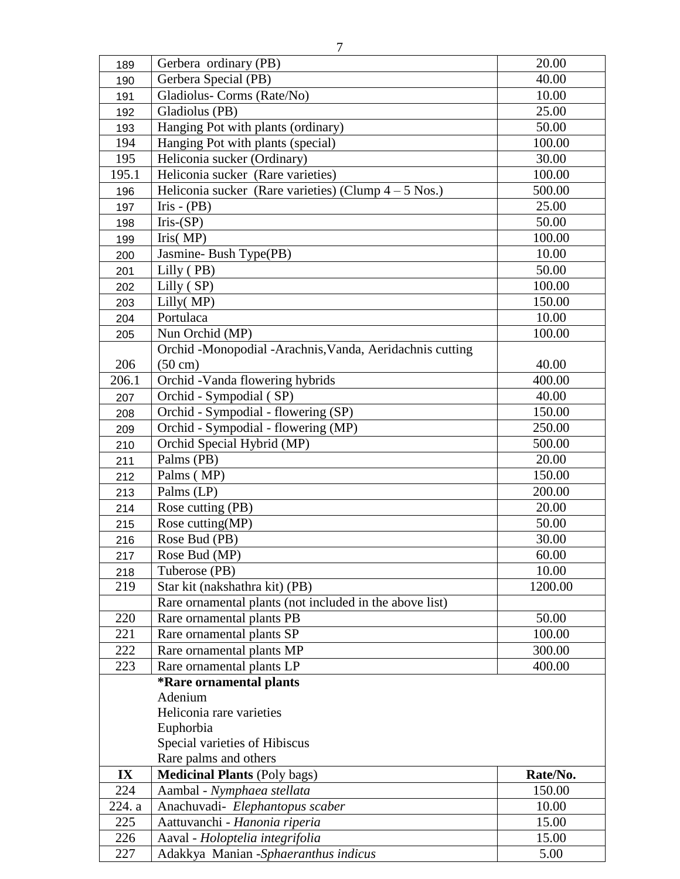| | | |
|---|---|---|
| 189 | Gerbera ordinary (PB) | 20.00 |
| 190 | Gerbera Special (PB) | 40.00 |
| 191 | Gladiolus- Corms (Rate/No) | 10.00 |
| 192 | Gladiolus (PB) | 25.00 |
| 193 | Hanging Pot with plants (ordinary) | 50.00 |
| 194 | Hanging Pot with plants (special) | 100.00 |
| 195 | Heliconia sucker (Ordinary) | 30.00 |
| 195.1 | Heliconia sucker (Rare varieties) | 100.00 |
| 196 | Heliconia sucker (Rare varieties) (Clump 4 – 5 Nos.) | 500.00 |
| 197 | Iris - (PB) | 25.00 |
| 198 | Iris-(SP) | 50.00 |
| 199 | Iris( MP) | 100.00 |
| 200 | Jasmine- Bush Type(PB) | 10.00 |
| 201 | Lilly ( PB) | 50.00 |
| 202 | Lilly ( SP) | 100.00 |
| 203 | Lilly( MP) | 150.00 |
| 204 | Portulaca | 10.00 |
| 205 | Nun Orchid (MP) | 100.00 |
| 206 | Orchid -Monopodial -Arachnis,Vanda, Aeridachnis cutting (50 cm) | 40.00 |
| 206.1 | Orchid -Vanda flowering hybrids | 400.00 |
| 207 | Orchid - Sympodial ( SP) | 40.00 |
| 208 | Orchid - Sympodial - flowering (SP) | 150.00 |
| 209 | Orchid - Sympodial - flowering (MP) | 250.00 |
| 210 | Orchid Special Hybrid (MP) | 500.00 |
| 211 | Palms (PB) | 20.00 |
| 212 | Palms ( MP) | 150.00 |
| 213 | Palms (LP) | 200.00 |
| 214 | Rose cutting (PB) | 20.00 |
| 215 | Rose cutting(MP) | 50.00 |
| 216 | Rose Bud (PB) | 30.00 |
| 217 | Rose Bud (MP) | 60.00 |
| 218 | Tuberose (PB) | 10.00 |
| 219 | Star kit (nakshathra kit) (PB) | 1200.00 |
| | Rare ornamental plants (not included in the above list) | |
| 220 | Rare ornamental plants PB | 50.00 |
| 221 | Rare ornamental plants SP | 100.00 |
| 222 | Rare ornamental plants MP | 300.00 |
| 223 | Rare ornamental plants LP | 400.00 |
| | **\*Rare ornamental plants**<br>Adenium<br>Heliconia rare varieties<br>Euphorbia<br>Special varieties of Hibiscus<br>Rare palms and others | |
| **IX** | **Medicinal Plants** (Poly bags) | **Rate/No.** |
| 224 | Aambal - *Nymphaea stellata* | 150.00 |
| 224. a | Anachuvadi- *Elephantopus scaber* | 10.00 |
| 225 | Aattuvanchi - *Hanonia riperia* | 15.00 |
| 226 | Aaval - *Holoptelia integrifolia* | 15.00 |
| 227 | Adakkya Manian -*Sphaeranthus indicus* | 5.00 |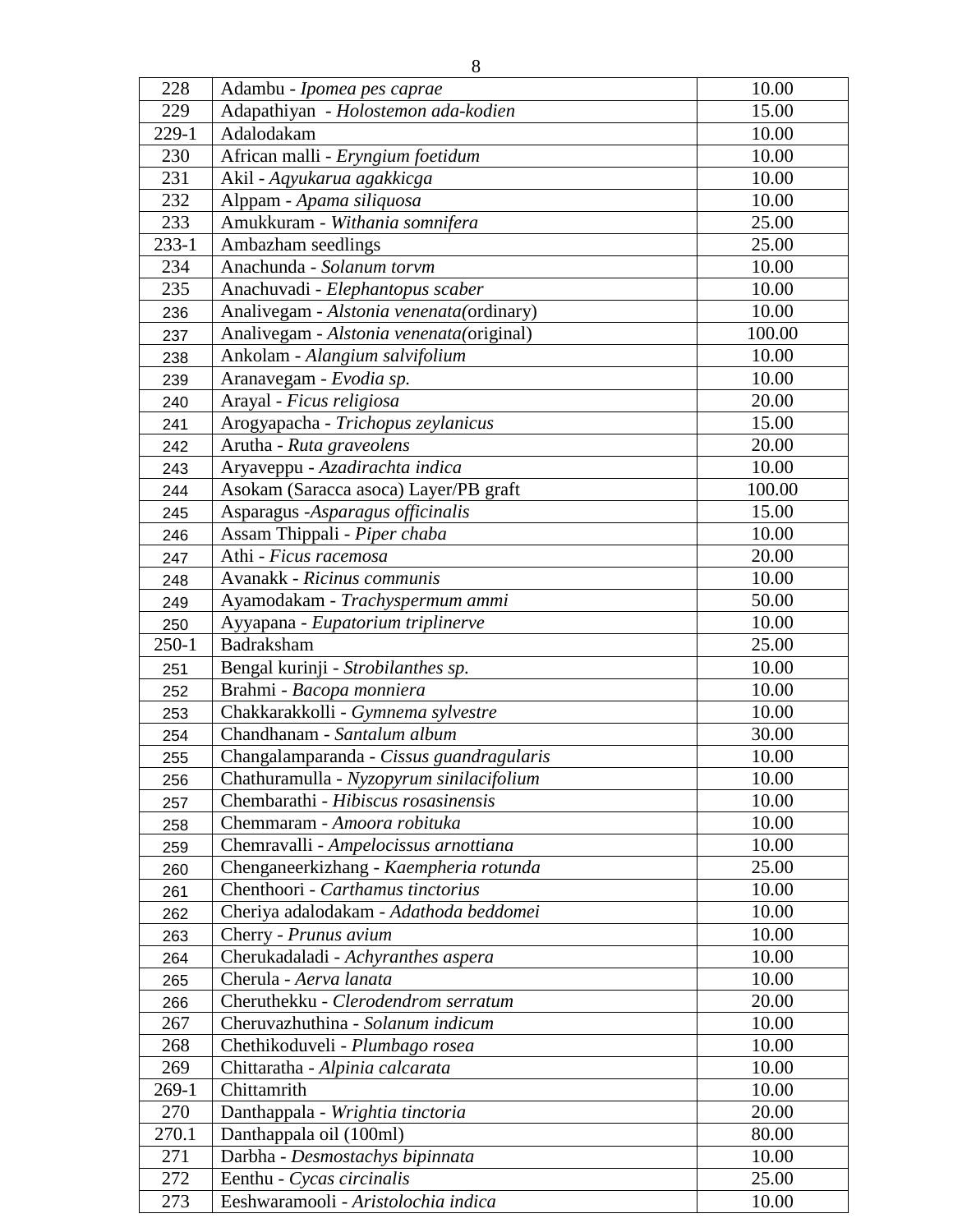| 228 | Adambu - *Ipomea pes caprae* | 10.00 |
|---|---|---|
| 229 | Adapathiyan - *Holostemon ada-kodien* | 15.00 |
| 229-1 | Adalodakam | 10.00 |
| 230 | African malli - *Eryngium foetidum* | 10.00 |
| 231 | Akil - *Aqyukarua agakkicga* | 10.00 |
| 232 | Alppam - *Apama siliquosa* | 10.00 |
| 233 | Amukkuram - *Withania somnifera* | 25.00 |
| 233-1 | Ambazham seedlings | 25.00 |
| 234 | Anachunda - *Solanum torvm* | 10.00 |
| 235 | Anachuvadi - *Elephantopus scaber* | 10.00 |
| 236 | Analivegam - *Alstonia venenata*(ordinary) | 10.00 |
| 237 | Analivegam - *Alstonia venenata*(original) | 100.00 |
| 238 | Ankolam - *Alangium salvifolium* | 10.00 |
| 239 | Aranavegam - *Evodia sp.* | 10.00 |
| 240 | Arayal - *Ficus religiosa* | 20.00 |
| 241 | Arogyapacha - *Trichopus zeylanicus* | 15.00 |
| 242 | Arutha - *Ruta graveolens* | 20.00 |
| 243 | Aryaveppu - *Azadirachta indica* | 10.00 |
| 244 | Asokam (Saracca asoca) Layer/PB graft | 100.00 |
| 245 | Asparagus -*Asparagus officinalis* | 15.00 |
| 246 | Assam Thippali - *Piper chaba* | 10.00 |
| 247 | Athi - *Ficus racemosa* | 20.00 |
| 248 | Avanakk - *Ricinus communis* | 10.00 |
| 249 | Ayamodakam - *Trachyspermum ammi* | 50.00 |
| 250 | Ayyapana - *Eupatorium triplinerve* | 10.00 |
| 250-1 | Badraksham | 25.00 |
| 251 | Bengal kurinji - *Strobilanthes sp.* | 10.00 |
| 252 | Brahmi - *Bacopa monniera* | 10.00 |
| 253 | Chakkarakkolli - *Gymnema sylvestre* | 10.00 |
| 254 | Chandhanam - *Santalum album* | 30.00 |
| 255 | Changalamparanda - *Cissus guandragularis* | 10.00 |
| 256 | Chathuramulla - *Nyzopyrum sinilacifolium* | 10.00 |
| 257 | Chembarathi - *Hibiscus rosasinensis* | 10.00 |
| 258 | Chemmaram - *Amoora robituka* | 10.00 |
| 259 | Chemravalli - *Ampelocissus arnottiana* | 10.00 |
| 260 | Chenganeerkizhang - *Kaempheria rotunda* | 25.00 |
| 261 | Chenthoori - *Carthamus tinctorius* | 10.00 |
| 262 | Cheriya adalodakam - *Adathoda beddomei* | 10.00 |
| 263 | Cherry - *Prunus avium* | 10.00 |
| 264 | Cherukadaladi - *Achyranthes aspera* | 10.00 |
| 265 | Cherula - *Aerva lanata* | 10.00 |
| 266 | Cheruthekku - *Clerodendrom serratum* | 20.00 |
| 267 | Cheruvazhuthina - *Solanum indicum* | 10.00 |
| 268 | Chethikoduveli - *Plumbago rosea* | 10.00 |
| 269 | Chittaratha - *Alpinia calcarata* | 10.00 |
| 269-1 | Chittamrith | 10.00 |
| 270 | Danthappala - *Wrightia tinctoria* | 20.00 |
| 270.1 | Danthappala oil (100ml) | 80.00 |
| 271 | Darbha - *Desmostachys bipinnata* | 10.00 |
| 272 | Eenthu - *Cycas circinalis* | 25.00 |
| 273 | Eeshwaramooli - *Aristolochia indica* | 10.00 |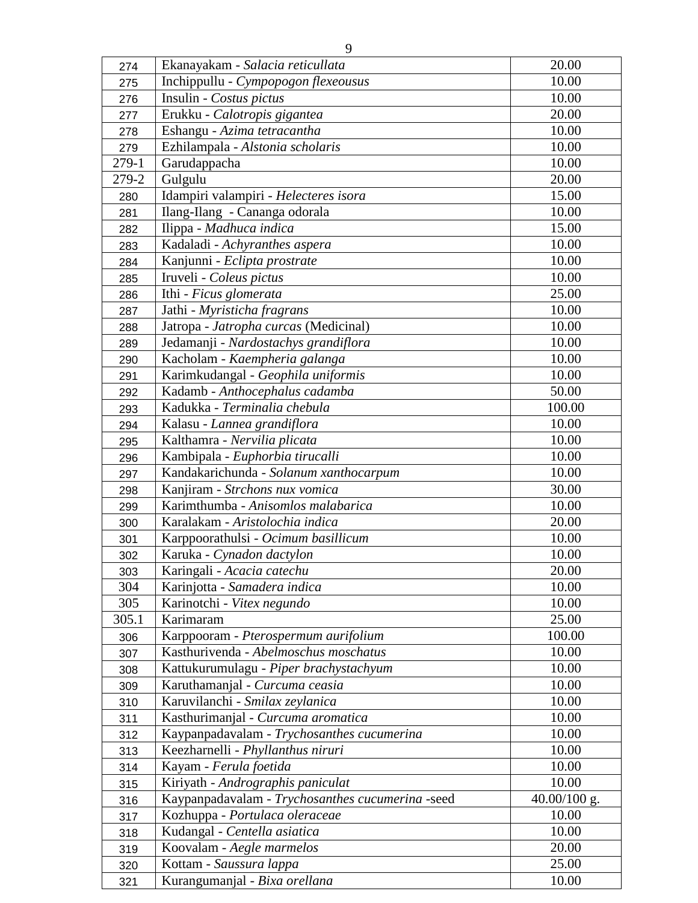| 274 | Ekanayakam - *Salacia reticullata* | 20.00 |
|---|---|---|
| 275 | Inchippullu - *Cympopogon flexeousus* | 10.00 |
| 276 | Insulin - *Costus pictus* | 10.00 |
| 277 | Erukku - *Calotropis gigantea* | 20.00 |
| 278 | Eshangu - *Azima tetracantha* | 10.00 |
| 279 | Ezhilampala - *Alstonia scholaris* | 10.00 |
| 279-1 | Garudappacha | 10.00 |
| 279-2 | Gulgulu | 20.00 |
| 280 | Idampiri valampiri - *Helecteres isora* | 15.00 |
| 281 | Ilang-Ilang - Cananga odorala | 10.00 |
| 282 | Ilippa - *Madhuca indica* | 15.00 |
| 283 | Kadaladi - *Achyranthes aspera* | 10.00 |
| 284 | Kanjunni - *Eclipta prostrate* | 10.00 |
| 285 | Iruveli - *Coleus pictus* | 10.00 |
| 286 | Ithi - *Ficus glomerata* | 25.00 |
| 287 | Jathi - *Myristicha fragrans* | 10.00 |
| 288 | Jatropa - *Jatropha curcas* (Medicinal) | 10.00 |
| 289 | Jedamanji - *Nardostachys grandiflora* | 10.00 |
| 290 | Kacholam - *Kaempheria galanga* | 10.00 |
| 291 | Karimkudangal - *Geophila uniformis* | 10.00 |
| 292 | Kadamb - *Anthocephalus cadamba* | 50.00 |
| 293 | Kadukka - *Terminalia chebula* | 100.00 |
| 294 | Kalasu - *Lannea grandiflora* | 10.00 |
| 295 | Kalthamra - *Nervilia plicata* | 10.00 |
| 296 | Kambipala - *Euphorbia tirucalli* | 10.00 |
| 297 | Kandakarichunda - *Solanum xanthocarpum* | 10.00 |
| 298 | Kanjiram - *Strchons nux vomica* | 30.00 |
| 299 | Karimthumba - *Anisomlos malabarica* | 10.00 |
| 300 | Karalakam - *Aristolochia indica* | 20.00 |
| 301 | Karppoorathulsi - *Ocimum basillicum* | 10.00 |
| 302 | Karuka - *Cynadon dactylon* | 10.00 |
| 303 | Karingali - *Acacia catechu* | 20.00 |
| 304 | Karinjotta - *Samadera indica* | 10.00 |
| 305 | Karinotchi - *Vitex negundo* | 10.00 |
| 305.1 | Karimaram | 25.00 |
| 306 | Karppooram - *Pterospermum aurifolium* | 100.00 |
| 307 | Kasthurivenda - *Abelmoschus moschatus* | 10.00 |
| 308 | Kattukurumulagu - *Piper brachystachyum* | 10.00 |
| 309 | Karuthamanjal - *Curcuma ceasia* | 10.00 |
| 310 | Karuvilanchi - *Smilax zeylanica* | 10.00 |
| 311 | Kasthurimanjal - *Curcuma aromatica* | 10.00 |
| 312 | Kaypanpadavalam - *Trychosanthes cucumerina* | 10.00 |
| 313 | Keezharnelli - *Phyllanthus niruri* | 10.00 |
| 314 | Kayam - *Ferula foetida* | 10.00 |
| 315 | Kiriyath - *Andrographis paniculat* | 10.00 |
| 316 | Kaypanpadavalam - *Trychosanthes cucumerina* -seed | 40.00/100 g. |
| 317 | Kozhuppa - *Portulaca oleraceae* | 10.00 |
| 318 | Kudangal - *Centella asiatica* | 10.00 |
| 319 | Koovalam - *Aegle marmelos* | 20.00 |
| 320 | Kottam - *Saussura lappa* | 25.00 |
| 321 | Kurangumanjal - *Bixa orellana* | 10.00 |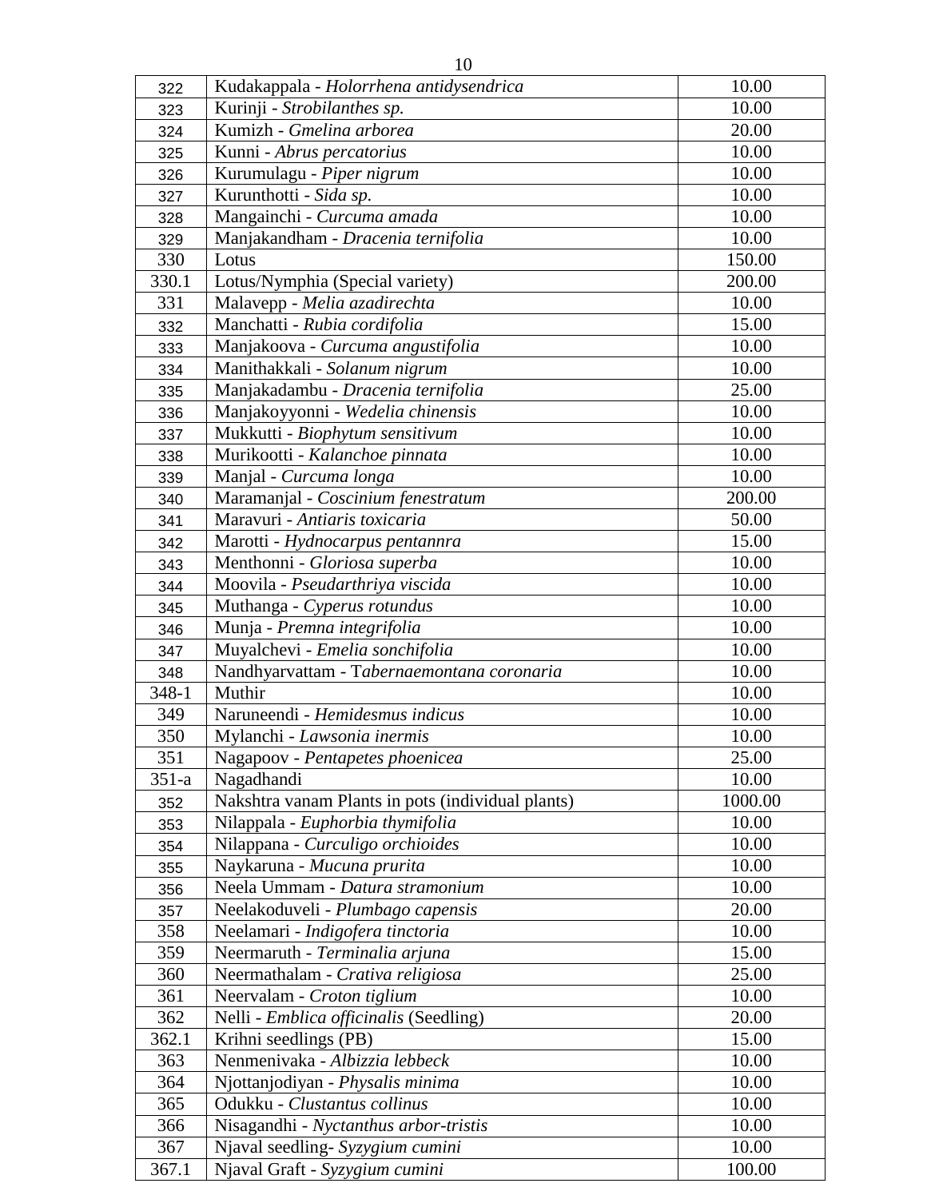| | | |
|---|---|---|
| 322 | Kudakappala - *Holorrhena antidysendrica* | 10.00 |
| 323 | Kurinji - *Strobilanthes sp.* | 10.00 |
| 324 | Kumizh - *Gmelina arborea* | 20.00 |
| 325 | Kunni - *Abrus percatorius* | 10.00 |
| 326 | Kurumulagu - *Piper nigrum* | 10.00 |
| 327 | Kurunthotti - *Sida sp.* | 10.00 |
| 328 | Mangainchi - *Curcuma amada* | 10.00 |
| 329 | Manjakandham - *Dracenia ternifolia* | 10.00 |
| 330 | Lotus | 150.00 |
| 330.1 | Lotus/Nymphia (Special variety) | 200.00 |
| 331 | Malavepp - *Melia azadirechta* | 10.00 |
| 332 | Manchatti - *Rubia cordifolia* | 15.00 |
| 333 | Manjakoova - *Curcuma angustifolia* | 10.00 |
| 334 | Manithakkali - *Solanum nigrum* | 10.00 |
| 335 | Manjakadambu - *Dracenia ternifolia* | 25.00 |
| 336 | Manjakoyyonni - *Wedelia chinensis* | 10.00 |
| 337 | Mukkutti - *Biophytum sensitivum* | 10.00 |
| 338 | Murikootti - *Kalanchoe pinnata* | 10.00 |
| 339 | Manjal - *Curcuma longa* | 10.00 |
| 340 | Maramanjal - *Coscinium fenestratum* | 200.00 |
| 341 | Maravuri - *Antiaris toxicaria* | 50.00 |
| 342 | Marotti - *Hydnocarpus pentannra* | 15.00 |
| 343 | Menthonni - *Gloriosa superba* | 10.00 |
| 344 | Moovila - *Pseudarthriya viscida* | 10.00 |
| 345 | Muthanga - *Cyperus rotundus* | 10.00 |
| 346 | Munja - *Premna integrifolia* | 10.00 |
| 347 | Muyalchevi - *Emelia sonchifolia* | 10.00 |
| 348 | Nandhyarvattam - T*abernaemontana coronaria* | 10.00 |
| 348-1 | Muthir | 10.00 |
| 349 | Naruneendi - *Hemidesmus indicus* | 10.00 |
| 350 | Mylanchi - *Lawsonia inermis* | 10.00 |
| 351 | Nagapoov - *Pentapetes phoenicea* | 25.00 |
| 351-a | Nagadhandi | 10.00 |
| 352 | Nakshtra vanam Plants in pots (individual plants) | 1000.00 |
| 353 | Nilappala - *Euphorbia thymifolia* | 10.00 |
| 354 | Nilappana - *Curculigo orchioides* | 10.00 |
| 355 | Naykaruna - *Mucuna prurita* | 10.00 |
| 356 | Neela Ummam - *Datura stramonium* | 10.00 |
| 357 | Neelakoduveli - *Plumbago capensis* | 20.00 |
| 358 | Neelamari - *Indigofera tinctoria* | 10.00 |
| 359 | Neermaruth - *Terminalia arjuna* | 15.00 |
| 360 | Neermathalam - *Crativa religiosa* | 25.00 |
| 361 | Neervalam - *Croton tiglium* | 10.00 |
| 362 | Nelli - *Emblica officinalis* (Seedling) | 20.00 |
| 362.1 | Krihni seedlings (PB) | 15.00 |
| 363 | Nenmenivaka - *Albizzia lebbeck* | 10.00 |
| 364 | Njottanjodiyan - *Physalis minima* | 10.00 |
| 365 | Odukku - *Clustantus collinus* | 10.00 |
| 366 | Nisagandhi - *Nyctanthus arbor-tristis* | 10.00 |
| 367 | Njaval seedling- *Syzygium cumini* | 10.00 |
| 367.1 | Njaval Graft - *Syzygium cumini* | 100.00 |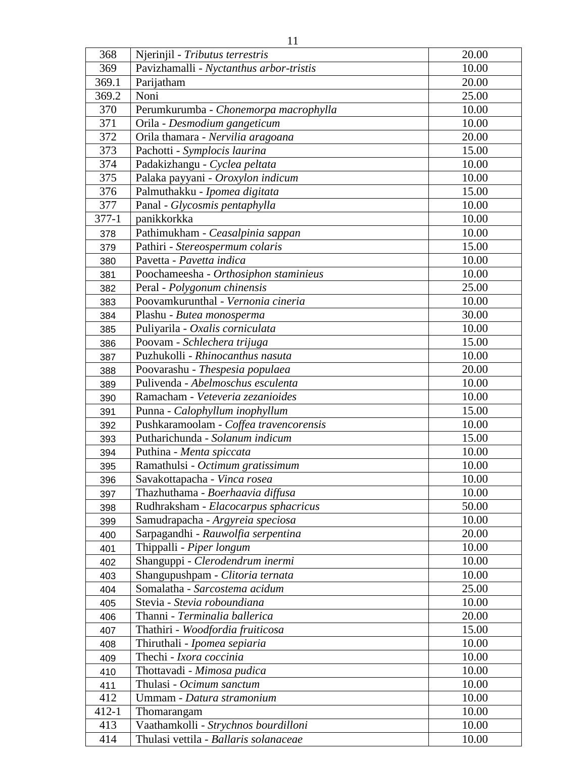| 368 | Njerinjil - *Tributus terrestris* | 20.00 |
|---|---|---|
| 369 | Pavizhamalli - *Nyctanthus arbor-tristis* | 10.00 |
| 369.1 | Parijatham | 20.00 |
| 369.2 | Noni | 25.00 |
| 370 | Perumkurumba - *Chonemorpa macrophylla* | 10.00 |
| 371 | Orila - *Desmodium gangeticum* | 10.00 |
| 372 | Orila thamara - *Nervilia aragoana* | 20.00 |
| 373 | Pachotti - *Symplocis laurina* | 15.00 |
| 374 | Padakizhangu - *Cyclea peltata* | 10.00 |
| 375 | Palaka payyani - *Oroxylon indicum* | 10.00 |
| 376 | Palmuthakku - *Ipomea digitata* | 15.00 |
| 377 | Panal - *Glycosmis pentaphylla* | 10.00 |
| 377-1 | panikkorkka | 10.00 |
| 378 | Pathimukham - *Ceasalpinia sappan* | 10.00 |
| 379 | Pathiri - *Stereospermum colaris* | 15.00 |
| 380 | Pavetta - *Pavetta indica* | 10.00 |
| 381 | Poochameesha - *Orthosiphon staminieus* | 10.00 |
| 382 | Peral - *Polygonum chinensis* | 25.00 |
| 383 | Poovamkurunthal - *Vernonia cineria* | 10.00 |
| 384 | Plashu - *Butea monosperma* | 30.00 |
| 385 | Puliyarila - *Oxalis corniculata* | 10.00 |
| 386 | Poovam - *Schlechera trijuga* | 15.00 |
| 387 | Puzhukolli - *Rhinocanthus nasuta* | 10.00 |
| 388 | Poovarashu - *Thespesia populaea* | 20.00 |
| 389 | Pulivenda - *Abelmoschus esculenta* | 10.00 |
| 390 | Ramacham - *Veteveria zezanioides* | 10.00 |
| 391 | Punna - *Calophyllum inophyllum* | 15.00 |
| 392 | Pushkaramoolam - *Coffea travencorensis* | 10.00 |
| 393 | Putharichunda - *Solanum indicum* | 15.00 |
| 394 | Puthina - *Menta spiccata* | 10.00 |
| 395 | Ramathulsi - *Octimum gratissimum* | 10.00 |
| 396 | Savakottapacha - *Vinca rosea* | 10.00 |
| 397 | Thazhuthama - *Boerhaavia diffusa* | 10.00 |
| 398 | Rudhraksham - *Elacocarpus sphacricus* | 50.00 |
| 399 | Samudrapacha - *Argyreia speciosa* | 10.00 |
| 400 | Sarpagandhi - *Rauwolfia serpentina* | 20.00 |
| 401 | Thippalli - *Piper longum* | 10.00 |
| 402 | Shanguppi - *Clerodendrum inermi* | 10.00 |
| 403 | Shangupushpam - *Clitoria ternata* | 10.00 |
| 404 | Somalatha - *Sarcostema acidum* | 25.00 |
| 405 | Stevia - *Stevia roboundiana* | 10.00 |
| 406 | Thanni - *Terminalia ballerica* | 20.00 |
| 407 | Thathiri - *Woodfordia fruiticosa* | 15.00 |
| 408 | Thiruthali - *Ipomea sepiaria* | 10.00 |
| 409 | Thechi - *Ixora coccinia* | 10.00 |
| 410 | Thottavadi - *Mimosa pudica* | 10.00 |
| 411 | Thulasi - *Ocimum sanctum* | 10.00 |
| 412 | Ummam - *Datura stramonium* | 10.00 |
| 412-1 | Thomarangam | 10.00 |
| 413 | Vaathamkolli - *Strychnos bourdilloni* | 10.00 |
| 414 | Thulasi vettila - *Ballaris solanaceae* | 10.00 |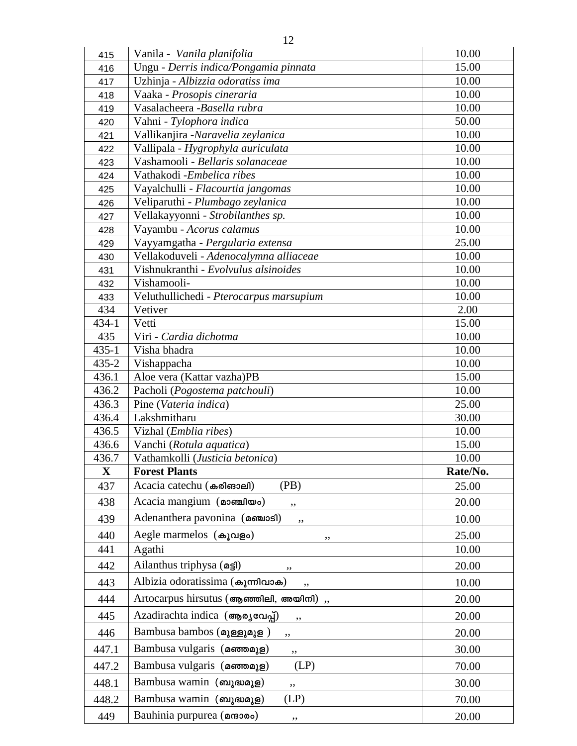| 415 | Vanila - *Vanila planifolia* | 10.00 |
|---|---|---|
| 416 | Ungu - *Derris indica/Pongamia pinnata* | 15.00 |
| 417 | Uzhinja - *Albizzia odoratiss ima* | 10.00 |
| 418 | Vaaka - *Prosopis cineraria* | 10.00 |
| 419 | Vasalacheera -*Basella rubra* | 10.00 |
| 420 | Vahni - *Tylophora indica* | 50.00 |
| 421 | Vallikanjira -*Naravelia zeylanica* | 10.00 |
| 422 | Vallipala - *Hygrophyla auriculata* | 10.00 |
| 423 | Vashamooli - *Bellaris solanaceae* | 10.00 |
| 424 | Vathakodi -*Embelica ribes* | 10.00 |
| 425 | Vayalchulli - *Flacourtia jangomas* | 10.00 |
| 426 | Veliparuthi - *Plumbago zeylanica* | 10.00 |
| 427 | Vellakayyonni - *Strobilanthes sp.* | 10.00 |
| 428 | Vayambu - *Acorus calamus* | 10.00 |
| 429 | Vayyamgatha - *Pergularia extensa* | 25.00 |
| 430 | Vellakoduveli - *Adenocalymna alliaceae* | 10.00 |
| 431 | Vishnukranthi - *Evolvulus alsinoides* | 10.00 |
| 432 | Vishamooli- | 10.00 |
| 433 | Veluthullichedi - *Pterocarpus marsupium* | 10.00 |
| 434 | Vetiver | 2.00 |
| 434-1 | Vetti | 15.00 |
| 435 | Viri - *Cardia dichotma* | 10.00 |
| 435-1 | Visha bhadra | 10.00 |
| 435-2 | Vishappacha | 10.00 |
| 436.1 | Aloe vera (Kattar vazha)PB | 15.00 |
| 436.2 | Pacholi (*Pogostema patchouli*) | 10.00 |
| 436.3 | Pine (*Vateria indica*) | 25.00 |
| 436.4 | Lakshmitharu | 30.00 |
| 436.5 | Vizhal (*Emblia ribes*) | 10.00 |
| 436.6 | Vanchi (*Rotula aquatica*) | 15.00 |
| 436.7 | Vathamkolli (*Justicia betonica*) | 10.00 |
| **X** | **Forest Plants** | **Rate/No.** |
| 437 | Acacia catechu (കരിങ്ങാലി) (PB) | 25.00 |
| 438 | Acacia mangium (മാഞ്ചിയം) ,, | 20.00 |
| 439 | Adenanthera pavonina (മഞ്ചാടി) ,, | 10.00 |
| 440 | Aegle marmelos (കൂവളം) ,, | 25.00 |
| 441 | Agathi | 10.00 |
| 442 | Ailanthus triphysa (മട്ടി) ,, | 20.00 |
| 443 | Albizia odoratissima (കുന്നിവാക) ,, | 10.00 |
| 444 | Artocarpus hirsutus (ആഞ്ഞിലി, അയിനി) ,, | 20.00 |
| 445 | Azadirachta indica (ആര്യവേപ്പ്) ,, | 20.00 |
| 446 | Bambusa bambos (മുള്ളുമുള ) ,, | 20.00 |
| 447.1 | Bambusa vulgaris (മഞ്ഞമുള) ,, | 30.00 |
| 447.2 | Bambusa vulgaris (മഞ്ഞമുള) (LP) | 70.00 |
| 448.1 | Bambusa wamin (ബുദ്ധമുള) ,, | 30.00 |
| 448.2 | Bambusa wamin (ബുദ്ധമുള) (LP) | 70.00 |
| 449 | Bauhinia purpurea (മന്ദാരം) ,, | 20.00 |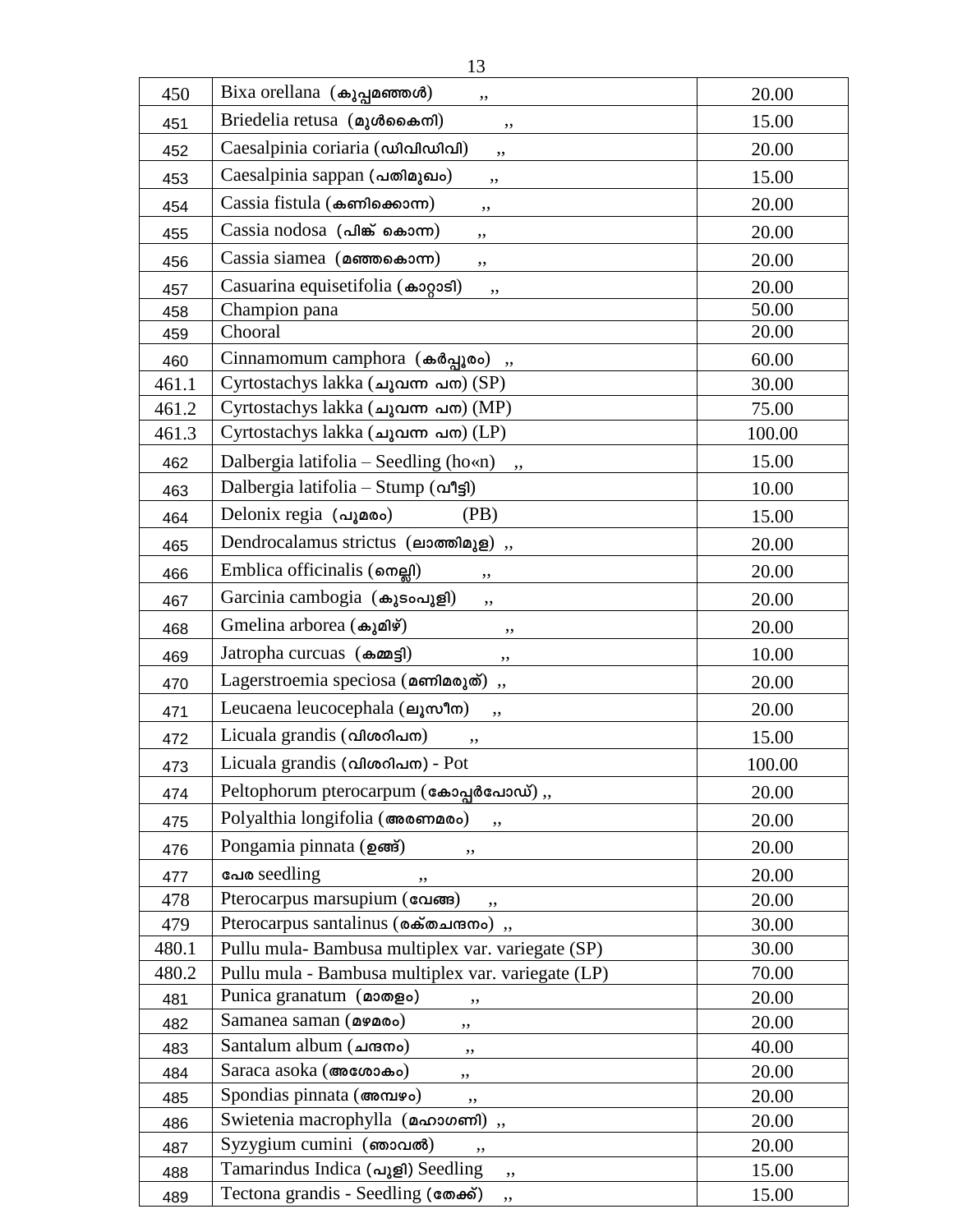| 450 | Bixa orellana (കുപ്പമഞ്ഞൾ) ,, | 20.00 |
|---|---|---|
| 451 | Briedelia retusa (മുൾക്കൈനി) ,, | 15.00 |
| 452 | Caesalpinia coriaria (ഡിവിഡിവി) ,, | 20.00 |
| 453 | Caesalpinia sappan (പതിമുഖം) ,, | 15.00 |
| 454 | Cassia fistula (കണിക്കൊന്ന) ,, | 20.00 |
| 455 | Cassia nodosa (പിങ്ക് കൊന്ന) ,, | 20.00 |
| 456 | Cassia siamea (മഞ്ഞകൊന്ന) ,, | 20.00 |
| 457 | Casuarina equisetifolia (കാറ്റാടി) ,, | 20.00 |
| 458 | Champion pana | 50.00 |
| 459 | Chooral | 20.00 |
| 460 | Cinnamomum camphora (കർപ്പൂരം) ,, | 60.00 |
| 461.1 | Cyrtostachys lakka (ചുവന്ന പന) (SP) | 30.00 |
| 461.2 | Cyrtostachys lakka (ചുവന്ന പന) (MP) | 75.00 |
| 461.3 | Cyrtostachys lakka (ചുവന്ന പന) (LP) | 100.00 |
| 462 | Dalbergia latifolia – Seedling (ho«n) ,, | 15.00 |
| 463 | Dalbergia latifolia – Stump (വീട്ടി) | 10.00 |
| 464 | Delonix regia (പൂമരം) (PB) | 15.00 |
| 465 | Dendrocalamus strictus (ലാത്തിമുള) ,, | 20.00 |
| 466 | Emblica officinalis (നെല്ലി) ,, | 20.00 |
| 467 | Garcinia cambogia (കുടംപുളി) ,, | 20.00 |
| 468 | Gmelina arborea (കുമിഴ്) ,, | 20.00 |
| 469 | Jatropha curcuas (കമ്മട്ടി) ,, | 10.00 |
| 470 | Lagerstroemia speciosa (മണിമരുത്) ,, | 20.00 |
| 471 | Leucaena leucocephala (ലൂസീന) ,, | 20.00 |
| 472 | Licuala grandis (വിശറിപന) ,, | 15.00 |
| 473 | Licuala grandis (വിശറിപന) - Pot | 100.00 |
| 474 | Peltophorum pterocarpum (കോപ്പർപോഡ്) ,, | 20.00 |
| 475 | Polyalthia longifolia (അരണമരം) ,, | 20.00 |
| 476 | Pongamia pinnata (ഉങ്ങ്) ,, | 20.00 |
| 477 | പേര seedling ,, | 20.00 |
| 478 | Pterocarpus marsupium (വേങ്ങ) ,, | 20.00 |
| 479 | Pterocarpus santalinus (രക്തചന്ദനം) ,, | 30.00 |
| 480.1 | Pullu mula- Bambusa multiplex var. variegate (SP) | 30.00 |
| 480.2 | Pullu mula - Bambusa multiplex var. variegate (LP) | 70.00 |
| 481 | Punica granatum (മാതളം) ,, | 20.00 |
| 482 | Samanea saman (മഴമരം) ,, | 20.00 |
| 483 | Santalum album (ചന്ദനം) ,, | 40.00 |
| 484 | Saraca asoka (അശോകം) ,, | 20.00 |
| 485 | Spondias pinnata (അമ്പഴം) ,, | 20.00 |
| 486 | Swietenia macrophylla (മഹാഗണി) ,, | 20.00 |
| 487 | Syzygium cumini (ഞാവൽ) ,, | 20.00 |
| 488 | Tamarindus Indica (പുളി) Seedling ,, | 15.00 |
| 489 | Tectona grandis - Seedling (തേക്ക്) ,, | 15.00 |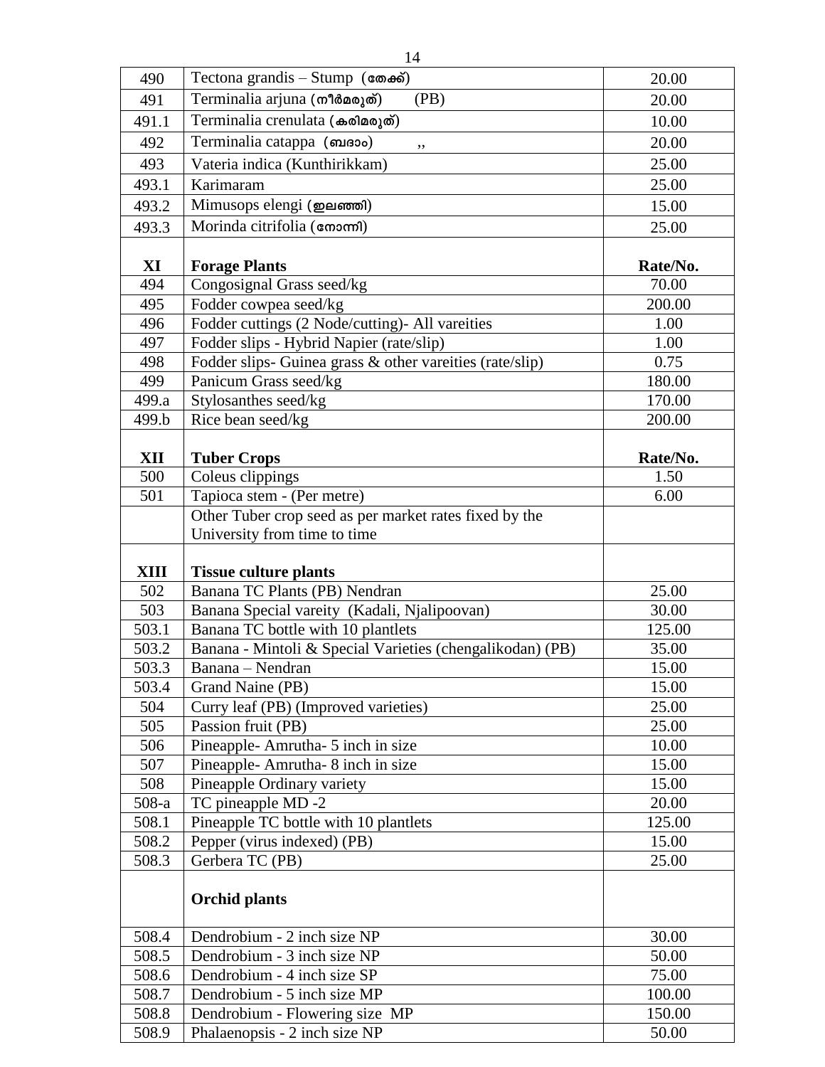| 490 | Tectona grandis – Stump (തേക്ക്) | 20.00 |
|---|---|---|
| 491 | Terminalia arjuna (നീർമരുത്) (PB) | 20.00 |
| 491.1 | Terminalia crenulata (കരിമരുത്) | 10.00 |
| 492 | Terminalia catappa (ബദാം) ,, | 20.00 |
| 493 | Vateria indica (Kunthirikkam) | 25.00 |
| 493.1 | Karimaram | 25.00 |
| 493.2 | Mimusops elengi (ഇലഞ്ഞി) | 15.00 |
| 493.3 | Morinda citrifolia (നോനി) | 25.00 |
| **XI** | **Forage Plants** | **Rate/No.** |
| 494 | Congosignal Grass seed/kg | 70.00 |
| 495 | Fodder cowpea seed/kg | 200.00 |
| 496 | Fodder cuttings (2 Node/cutting)- All vareities | 1.00 |
| 497 | Fodder slips - Hybrid Napier (rate/slip) | 1.00 |
| 498 | Fodder slips- Guinea grass & other vareities (rate/slip) | 0.75 |
| 499 | Panicum Grass seed/kg | 180.00 |
| 499.a | Stylosanthes seed/kg | 170.00 |
| 499.b | Rice bean seed/kg | 200.00 |
| **XII** | **Tuber Crops** | **Rate/No.** |
| 500 | Coleus clippings | 1.50 |
| 501 | Tapioca stem - (Per metre) | 6.00 |
| | Other Tuber crop seed as per market rates fixed by the University from time to time | |
| **XIII** | **Tissue culture plants** | |
| 502 | Banana TC Plants (PB) Nendran | 25.00 |
| 503 | Banana Special vareity (Kadali, Njalipoovan) | 30.00 |
| 503.1 | Banana TC bottle with 10 plantlets | 125.00 |
| 503.2 | Banana - Mintoli & Special Varieties (chengalikodan) (PB) | 35.00 |
| 503.3 | Banana – Nendran | 15.00 |
| 503.4 | Grand Naine (PB) | 15.00 |
| 504 | Curry leaf (PB) (Improved varieties) | 25.00 |
| 505 | Passion fruit (PB) | 25.00 |
| 506 | Pineapple- Amrutha- 5 inch in size | 10.00 |
| 507 | Pineapple- Amrutha- 8 inch in size | 15.00 |
| 508 | Pineapple Ordinary variety | 15.00 |
| 508-a | TC pineapple MD -2 | 20.00 |
| 508.1 | Pineapple TC bottle with 10 plantlets | 125.00 |
| 508.2 | Pepper (virus indexed) (PB) | 15.00 |
| 508.3 | Gerbera TC (PB) | 25.00 |
| | **Orchid plants** | |
| 508.4 | Dendrobium - 2 inch size NP | 30.00 |
| 508.5 | Dendrobium - 3 inch size NP | 50.00 |
| 508.6 | Dendrobium - 4 inch size SP | 75.00 |
| 508.7 | Dendrobium - 5 inch size MP | 100.00 |
| 508.8 | Dendrobium - Flowering size MP | 150.00 |
| 508.9 | Phalaenopsis - 2 inch size NP | 50.00 |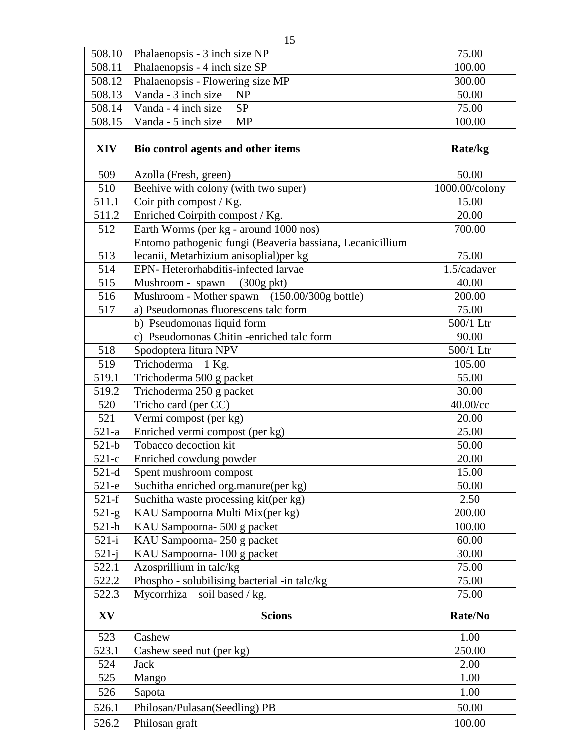| | | |
|---|---|---|
| 508.10 | Phalaenopsis - 3 inch size NP | 75.00 |
| 508.11 | Phalaenopsis - 4 inch size SP | 100.00 |
| 508.12 | Phalaenopsis - Flowering size MP | 300.00 |
| 508.13 | Vanda - 3 inch size NP | 50.00 |
| 508.14 | Vanda - 4 inch size SP | 75.00 |
| 508.15 | Vanda - 5 inch size MP | 100.00 |
| **XIV** | **Bio control agents and other items** | **Rate/kg** |
| 509 | Azolla (Fresh, green) | 50.00 |
| 510 | Beehive with colony (with two super) | 1000.00/colony |
| 511.1 | Coir pith compost / Kg. | 15.00 |
| 511.2 | Enriched Coirpith compost / Kg. | 20.00 |
| 512 | Earth Worms (per kg - around 1000 nos) | 700.00 |
| 513 | Entomo pathogenic fungi (Beaveria bassiana, Lecanicillium lecanii, Metarhizium anisoplial)per kg | 75.00 |
| 514 | EPN- Herterorhabditis-infected larvae | 1.5/cadaver |
| 515 | Mushroom - spawn (300g pkt) | 40.00 |
| 516 | Mushroom - Mother spawn (150.00/300g bottle) | 200.00 |
| 517 | a) Pseudomonas fluorescens talc form | 75.00 |
| | b) Pseudomonas liquid form | 500/1 Ltr |
| | c) Pseudomonas Chitin -enriched talc form | 90.00 |
| 518 | Spodoptera litura NPV | 500/1 Ltr |
| 519 | Trichoderma – 1 Kg. | 105.00 |
| 519.1 | Trichoderma 500 g packet | 55.00 |
| 519.2 | Trichoderma 250 g packet | 30.00 |
| 520 | Tricho card (per CC) | 40.00/cc |
| 521 | Vermi compost (per kg) | 20.00 |
| 521-a | Enriched vermi compost (per kg) | 25.00 |
| 521-b | Tobacco decoction kit | 50.00 |
| 521-c | Enriched cowdung powder | 20.00 |
| 521-d | Spent mushroom compost | 15.00 |
| 521-e | Suchitha enriched org.manure(per kg) | 50.00 |
| 521-f | Suchitha waste processing kit(per kg) | 2.50 |
| 521-g | KAU Sampoorna Multi Mix(per kg) | 200.00 |
| 521-h | KAU Sampoorna- 500 g packet | 100.00 |
| 521-i | KAU Sampoorna- 250 g packet | 60.00 |
| 521-j | KAU Sampoorna- 100 g packet | 30.00 |
| 522.1 | Azosprillium in talc/kg | 75.00 |
| 522.2 | Phospho - solubilising bacterial -in talc/kg | 75.00 |
| 522.3 | Mycorrhiza – soil based / kg. | 75.00 |
| **XV** | **Scions** | **Rate/No** |
| 523 | Cashew | 1.00 |
| 523.1 | Cashew seed nut (per kg) | 250.00 |
| 524 | Jack | 2.00 |
| 525 | Mango | 1.00 |
| 526 | Sapota | 1.00 |
| 526.1 | Philosan/Pulasan(Seedling) PB | 50.00 |
| 526.2 | Philosan graft | 100.00 |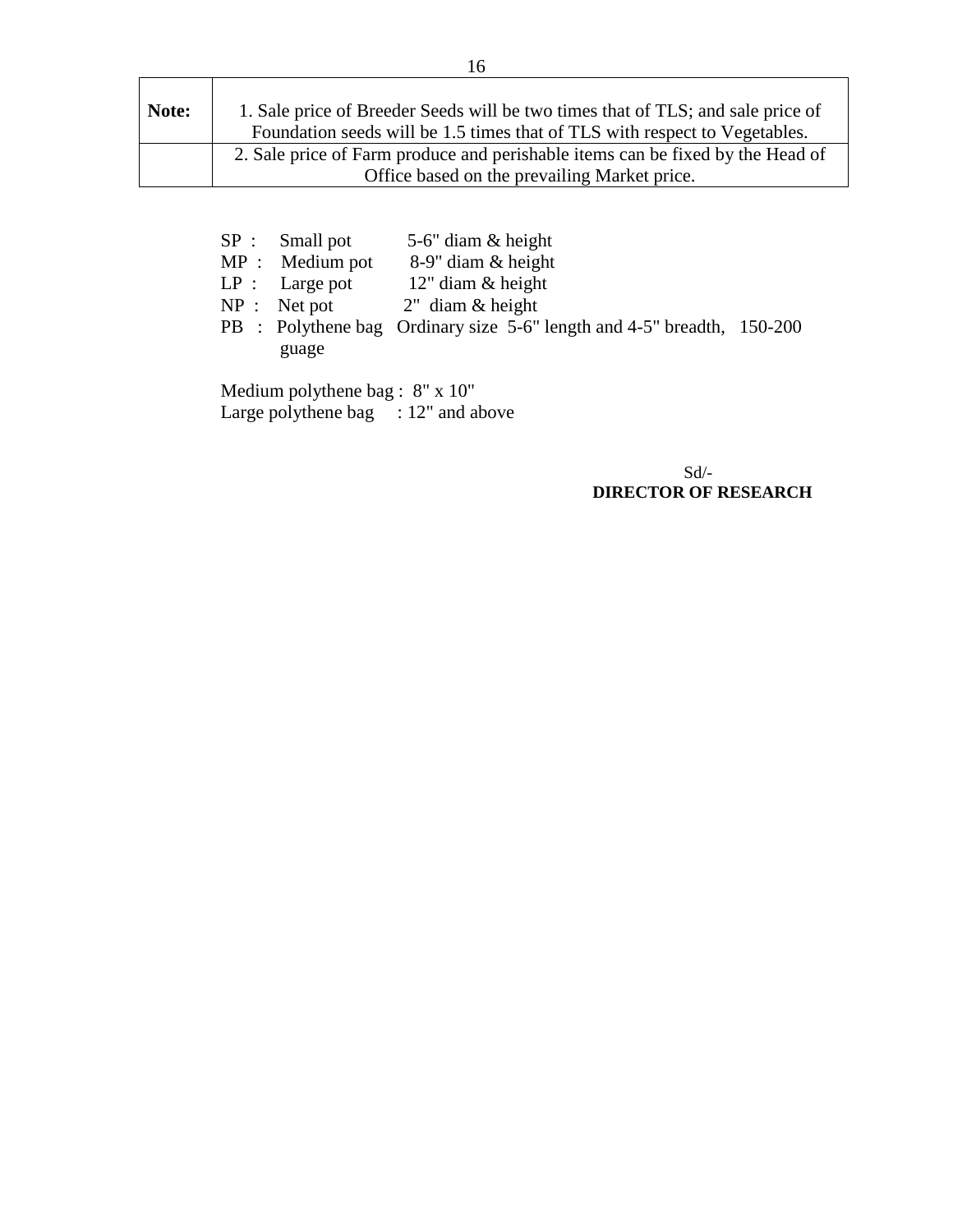| | |
|---|---|
| **Note:** | 1. Sale price of Breeder Seeds will be two times that of TLS; and sale price of Foundation seeds will be 1.5 times that of TLS with respect to Vegetables. |
| | 2. Sale price of Farm produce and perishable items can be fixed by the Head of Office based on the prevailing Market price. |

SP : Small pot 5-6" diam & height
MP : Medium pot 8-9" diam & height
LP : Large pot 12" diam & height
NP : Net pot 2" diam & height
PB : Polythene bag Ordinary size 5-6" length and 4-5" breadth, 150-200 guage

Medium polythene bag : 8" x 10"
Large polythene bag : 12" and above

Sd/-
**DIRECTOR OF RESEARCH**